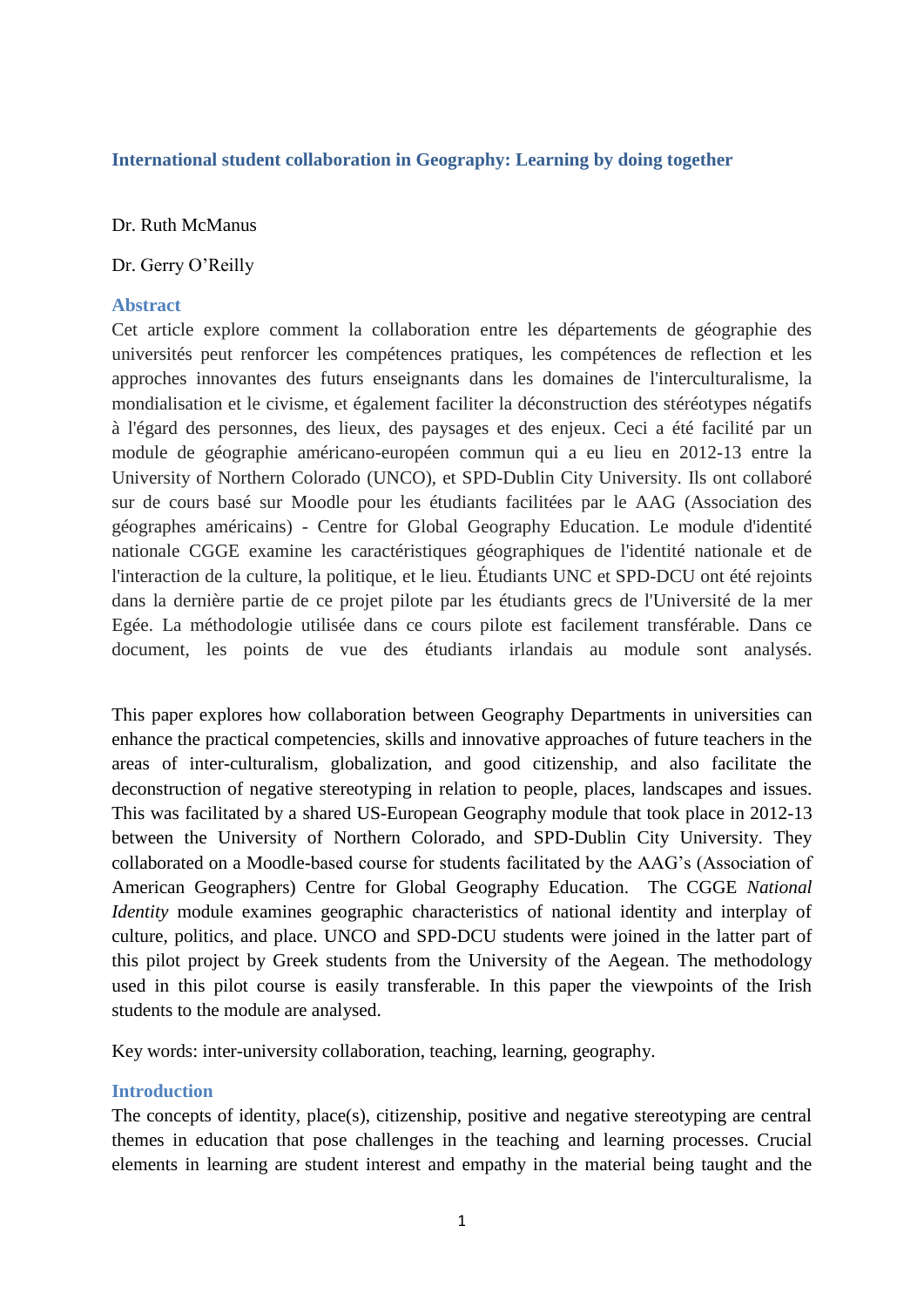## International student collaboration in Geography: Learning by doing together

Dr. Ruth McManus

Dr. Gerry O'Reilly

### Abstract

Cet article explore comment la collaboration entre les départements de géographie des universités peut renforcer les compétences pratiques, les compétences de reflection et les approches innovantes des futurs enseignants dans les domaines de l'interculturalisme, la mondialisation et le civisme, et également faciliter la déconstruction des stéréotypes négatifs à l'égard des personnes, des lieux, des paysages et des enjeux. Ceci a été facilité par un module de géographie américano-européen commun qui a eu lieu en 2012-13 entre la University of Northern Colorado (UNCO), et SPD-Dublin City University. Ils ont collaboré sur de cours basé sur Moodle pour les étudiants facilitées par le AAG (Association des géographes américains) - Centre for Global Geography Education. Le module d'identité nationale CGGE examine les caractéristiques géographiques de l'identité nationale et de l'interaction de la culture, la politique, et le lieu. Étudiants UNC et SPD-DCU ont été rejoints dans la dernière partie de ce projet pilote par les étudiants grecs de l'Université de la mer Egée. La méthodologie utilisée dans ce cours pilote est facilement transférable. Dans ce document, les points de vue des étudiants irlandais au module sont analysés.

This paper explores how collaboration between Geography Departments in universities can enhance the practical competencies, skills and innovative approaches of future teachers in the areas of inter-culturalism, globalization, and good citizenship, and also facilitate the deconstruction of negative stereotyping in relation to people, places, landscapes and issues. This was facilitated by a shared US-European Geography module that took place in 2012-13 between the University of Northern Colorado, and SPD-Dublin City University. They collaborated on a Moodle-based course for students facilitated by the AAG's (Association of American Geographers) Centre for Global Geography Education. The CGGE *National Identity* module examines geographic characteristics of national identity and interplay of culture, politics, and place. UNCO and SPD-DCU students were joined in the latter part of this pilot project by Greek students from the University of the Aegean. The methodology used in this pilot course is easily transferable. In this paper the viewpoints of the Irish students to the module are analysed.

Key words: inter-university collaboration, teaching, learning, geography.

### Introduction

The concepts of identity, place(s), citizenship, positive and negative stereotyping are central themes in education that pose challenges in the teaching and learning processes. Crucial elements in learning are student interest and empathy in the material being taught and the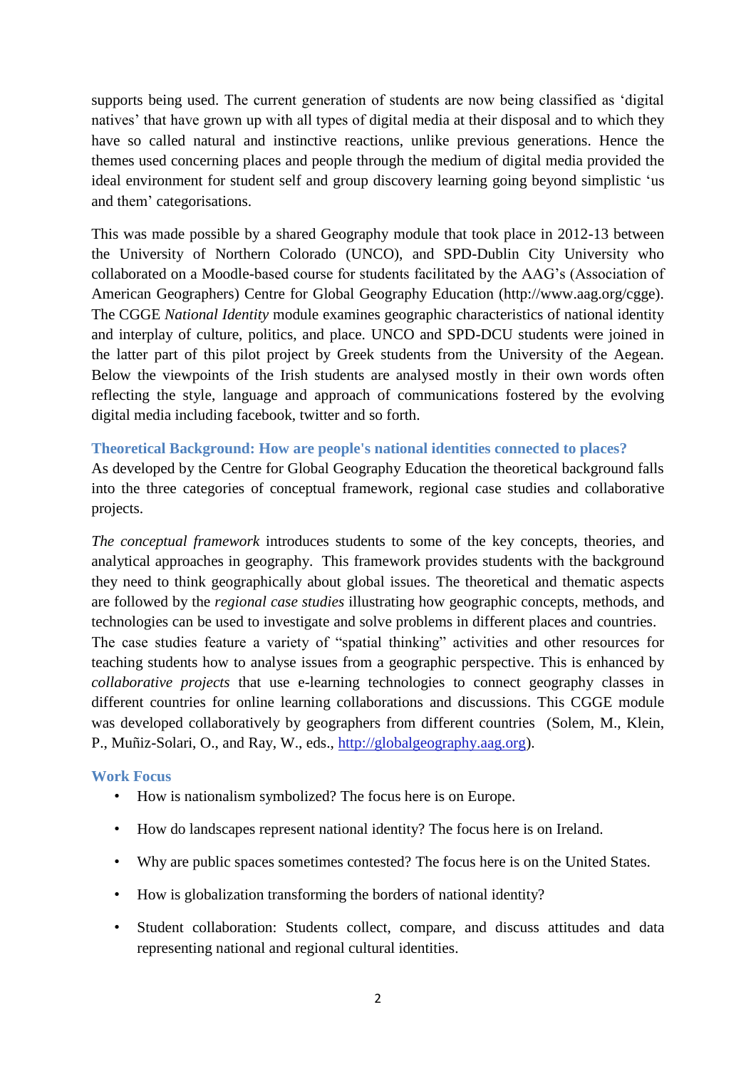supports being used. The current generation of students are now being classified as 'digital natives' that have grown up with all types of digital media at their disposal and to which they have so called natural and instinctive reactions, unlike previous generations. Hence the themes used concerning places and people through the medium of digital media provided the ideal environment for student self and group discovery learning going beyond simplistic 'us and them' categorisations.

This was made possible by a shared Geography module that took place in 2012-13 between the University of Northern Colorado (UNCO), and SPD-Dublin City University who collaborated on a Moodle-based course for students facilitated by the AAG's (Association of American Geographers) Centre for Global Geography Education (http://www.aag.org/cgge). The CGGE *National Identity* module examines geographic characteristics of national identity and interplay of culture, politics, and place. UNCO and SPD-DCU students were joined in the latter part of this pilot project by Greek students from the University of the Aegean. Below the viewpoints of the Irish students are analysed mostly in their own words often reflecting the style, language and approach of communications fostered by the evolving digital media including facebook, twitter and so forth.

### Theoretical Background: How are people's national identities connected to places?

As developed by the Centre for Global Geography Education the theoretical background falls into the three categories of conceptual framework, regional case studies and collaborative projects.

*The conceptual framework* introduces students to some of the key concepts, theories, and analytical approaches in geography. This framework provides students with the background they need to think geographically about global issues. The theoretical and thematic aspects are followed by the *regional case studies* illustrating how geographic concepts, methods, and technologies can be used to investigate and solve problems in different places and countries.
The case studies feature a variety of "spatial thinking" activities and other resources for teaching students how to analyse issues from a geographic perspective. This is enhanced by *collaborative projects* that use e-learning technologies to connect geography classes in different countries for online learning collaborations and discussions. This CGGE module was developed collaboratively by geographers from different countries (Solem, M., Klein, P., Muñiz-Solari, O., and Ray, W., eds., http://globalgeography.aag.org).

### Work Focus

- How is nationalism symbolized? The focus here is on Europe.
- How do landscapes represent national identity? The focus here is on Ireland.
- Why are public spaces sometimes contested? The focus here is on the United States.
- How is globalization transforming the borders of national identity?
- Student collaboration: Students collect, compare, and discuss attitudes and data representing national and regional cultural identities.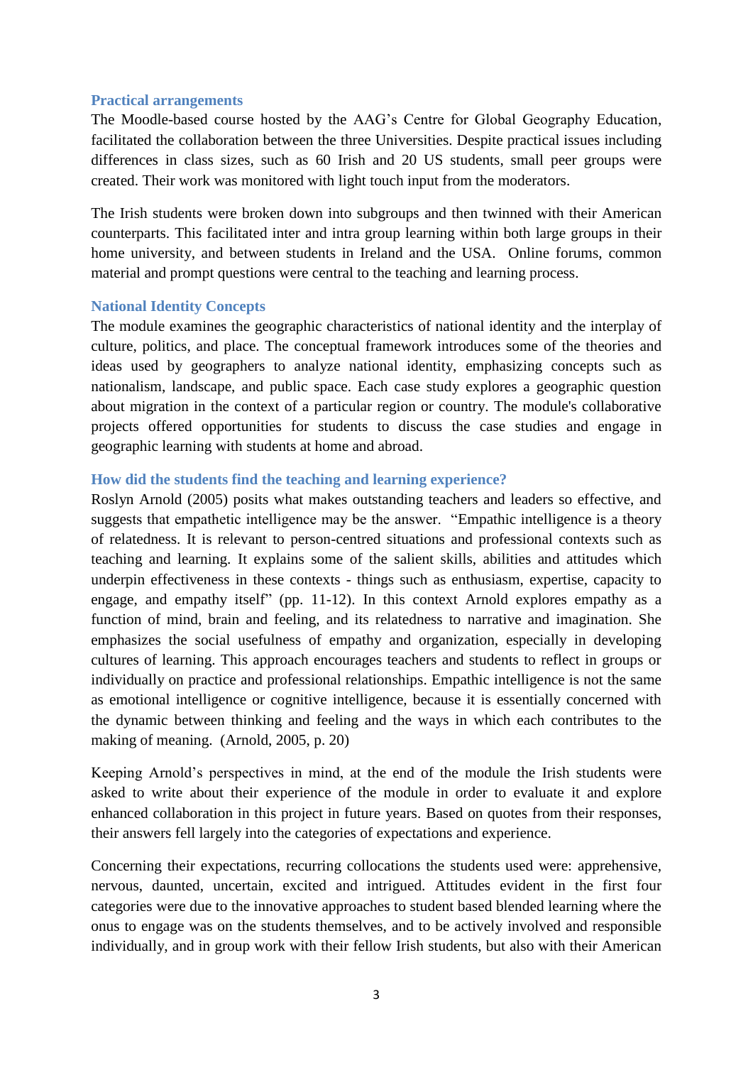### Practical arrangements

The Moodle-based course hosted by the AAG's Centre for Global Geography Education, facilitated the collaboration between the three Universities. Despite practical issues including differences in class sizes, such as 60 Irish and 20 US students, small peer groups were created. Their work was monitored with light touch input from the moderators.

The Irish students were broken down into subgroups and then twinned with their American counterparts. This facilitated inter and intra group learning within both large groups in their home university, and between students in Ireland and the USA. Online forums, common material and prompt questions were central to the teaching and learning process.

### National Identity Concepts

The module examines the geographic characteristics of national identity and the interplay of culture, politics, and place. The conceptual framework introduces some of the theories and ideas used by geographers to analyze national identity, emphasizing concepts such as nationalism, landscape, and public space. Each case study explores a geographic question about migration in the context of a particular region or country. The module's collaborative projects offered opportunities for students to discuss the case studies and engage in geographic learning with students at home and abroad.

### How did the students find the teaching and learning experience?

Roslyn Arnold (2005) posits what makes outstanding teachers and leaders so effective, and suggests that empathetic intelligence may be the answer. "Empathic intelligence is a theory of relatedness. It is relevant to person-centred situations and professional contexts such as teaching and learning. It explains some of the salient skills, abilities and attitudes which underpin effectiveness in these contexts - things such as enthusiasm, expertise, capacity to engage, and empathy itself" (pp. 11-12). In this context Arnold explores empathy as a function of mind, brain and feeling, and its relatedness to narrative and imagination. She emphasizes the social usefulness of empathy and organization, especially in developing cultures of learning. This approach encourages teachers and students to reflect in groups or individually on practice and professional relationships. Empathic intelligence is not the same as emotional intelligence or cognitive intelligence, because it is essentially concerned with the dynamic between thinking and feeling and the ways in which each contributes to the making of meaning. (Arnold, 2005, p. 20)

Keeping Arnold's perspectives in mind, at the end of the module the Irish students were asked to write about their experience of the module in order to evaluate it and explore enhanced collaboration in this project in future years. Based on quotes from their responses, their answers fell largely into the categories of expectations and experience.

Concerning their expectations, recurring collocations the students used were: apprehensive, nervous, daunted, uncertain, excited and intrigued. Attitudes evident in the first four categories were due to the innovative approaches to student based blended learning where the onus to engage was on the students themselves, and to be actively involved and responsible individually, and in group work with their fellow Irish students, but also with their American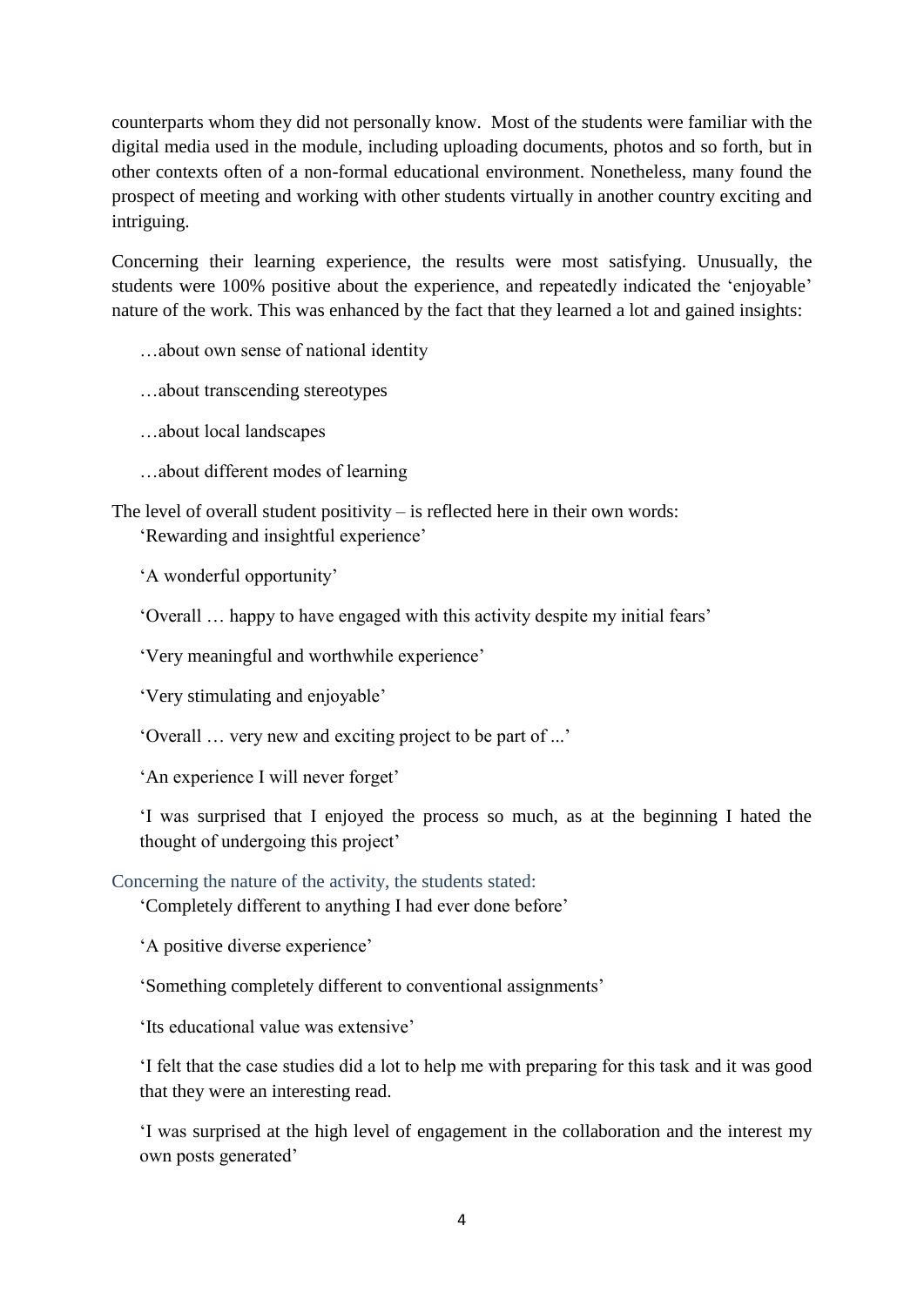counterparts whom they did not personally know. Most of the students were familiar with the digital media used in the module, including uploading documents, photos and so forth, but in other contexts often of a non-formal educational environment. Nonetheless, many found the prospect of meeting and working with other students virtually in another country exciting and intriguing.

Concerning their learning experience, the results were most satisfying. Unusually, the students were 100% positive about the experience, and repeatedly indicated the 'enjoyable' nature of the work. This was enhanced by the fact that they learned a lot and gained insights:

…about own sense of national identity

…about transcending stereotypes

…about local landscapes

…about different modes of learning

The level of overall student positivity – is reflected here in their own words:

'Rewarding and insightful experience'

'A wonderful opportunity'

'Overall … happy to have engaged with this activity despite my initial fears'

'Very meaningful and worthwhile experience'

'Very stimulating and enjoyable'

'Overall … very new and exciting project to be part of ...'

'An experience I will never forget'

'I was surprised that I enjoyed the process so much, as at the beginning I hated the thought of undergoing this project'

Concerning the nature of the activity, the students stated:

'Completely different to anything I had ever done before'

'A positive diverse experience'

'Something completely different to conventional assignments'

'Its educational value was extensive'

'I felt that the case studies did a lot to help me with preparing for this task and it was good that they were an interesting read.

'I was surprised at the high level of engagement in the collaboration and the interest my own posts generated'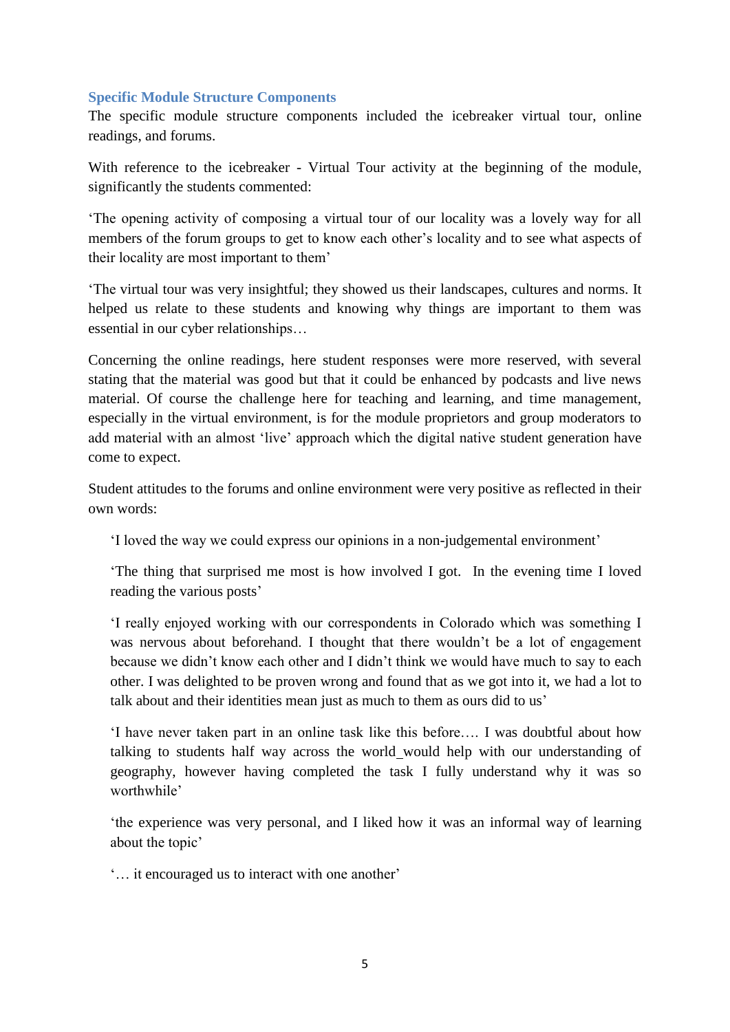### Specific Module Structure Components

The specific module structure components included the icebreaker virtual tour, online readings, and forums.

With reference to the icebreaker - Virtual Tour activity at the beginning of the module, significantly the students commented:

'The opening activity of composing a virtual tour of our locality was a lovely way for all members of the forum groups to get to know each other's locality and to see what aspects of their locality are most important to them'

'The virtual tour was very insightful; they showed us their landscapes, cultures and norms. It helped us relate to these students and knowing why things are important to them was essential in our cyber relationships…

Concerning the online readings, here student responses were more reserved, with several stating that the material was good but that it could be enhanced by podcasts and live news material. Of course the challenge here for teaching and learning, and time management, especially in the virtual environment, is for the module proprietors and group moderators to add material with an almost 'live' approach which the digital native student generation have come to expect.

Student attitudes to the forums and online environment were very positive as reflected in their own words:

> 'I loved the way we could express our opinions in a non-judgemental environment'
>
> 'The thing that surprised me most is how involved I got. In the evening time I loved reading the various posts'
>
> 'I really enjoyed working with our correspondents in Colorado which was something I was nervous about beforehand. I thought that there wouldn't be a lot of engagement because we didn't know each other and I didn't think we would have much to say to each other. I was delighted to be proven wrong and found that as we got into it, we had a lot to talk about and their identities mean just as much to them as ours did to us'
>
> 'I have never taken part in an online task like this before…. I was doubtful about how talking to students half way across the world_would help with our understanding of geography, however having completed the task I fully understand why it was so worthwhile'
>
> 'the experience was very personal, and I liked how it was an informal way of learning about the topic'
>
> '… it encouraged us to interact with one another'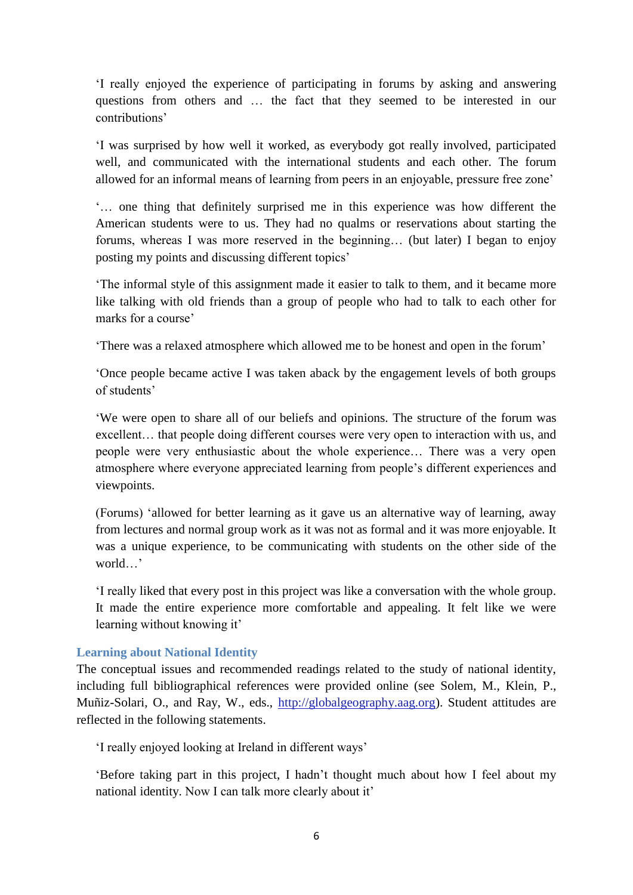> ‘I really enjoyed the experience of participating in forums by asking and answering questions from others and … the fact that they seemed to be interested in our contributions’

> ‘I was surprised by how well it worked, as everybody got really involved, participated well, and communicated with the international students and each other. The forum allowed for an informal means of learning from peers in an enjoyable, pressure free zone’

> ‘… one thing that definitely surprised me in this experience was how different the American students were to us. They had no qualms or reservations about starting the forums, whereas I was more reserved in the beginning… (but later) I began to enjoy posting my points and discussing different topics’

> ‘The informal style of this assignment made it easier to talk to them, and it became more like talking with old friends than a group of people who had to talk to each other for marks for a course’

> ‘There was a relaxed atmosphere which allowed me to be honest and open in the forum’

> ‘Once people became active I was taken aback by the engagement levels of both groups of students’

> ‘We were open to share all of our beliefs and opinions. The structure of the forum was excellent… that people doing different courses were very open to interaction with us, and people were very enthusiastic about the whole experience… There was a very open atmosphere where everyone appreciated learning from people’s different experiences and viewpoints.

> (Forums) ‘allowed for better learning as it gave us an alternative way of learning, away from lectures and normal group work as it was not as formal and it was more enjoyable. It was a unique experience, to be communicating with students on the other side of the world…’

> ‘I really liked that every post in this project was like a conversation with the whole group. It made the entire experience more comfortable and appealing. It felt like we were learning without knowing it’

### Learning about National Identity

The conceptual issues and recommended readings related to the study of national identity, including full bibliographical references were provided online (see Solem, M., Klein, P., Muñiz-Solari, O., and Ray, W., eds., http://globalgeography.aag.org). Student attitudes are reflected in the following statements.

> ‘I really enjoyed looking at Ireland in different ways’

> ‘Before taking part in this project, I hadn’t thought much about how I feel about my national identity. Now I can talk more clearly about it’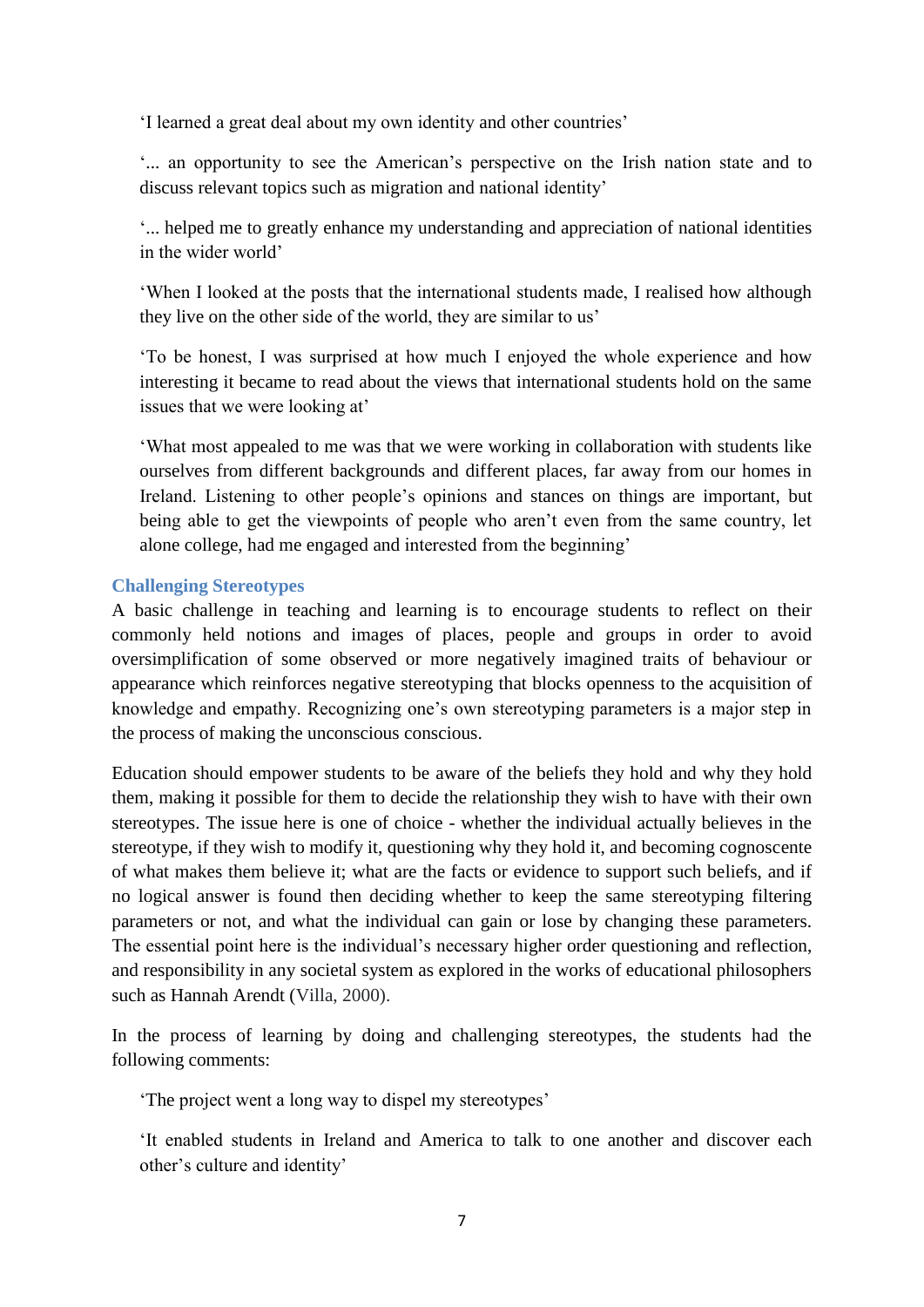> ‘I learned a great deal about my own identity and other countries’

> ‘... an opportunity to see the American’s perspective on the Irish nation state and to discuss relevant topics such as migration and national identity’

> ‘... helped me to greatly enhance my understanding and appreciation of national identities in the wider world’

> ‘When I looked at the posts that the international students made, I realised how although they live on the other side of the world, they are similar to us’

> ‘To be honest, I was surprised at how much I enjoyed the whole experience and how interesting it became to read about the views that international students hold on the same issues that we were looking at’

> ‘What most appealed to me was that we were working in collaboration with students like ourselves from different backgrounds and different places, far away from our homes in Ireland. Listening to other people’s opinions and stances on things are important, but being able to get the viewpoints of people who aren’t even from the same country, let alone college, had me engaged and interested from the beginning’

## Challenging Stereotypes

A basic challenge in teaching and learning is to encourage students to reflect on their commonly held notions and images of places, people and groups in order to avoid oversimplification of some observed or more negatively imagined traits of behaviour or appearance which reinforces negative stereotyping that blocks openness to the acquisition of knowledge and empathy. Recognizing one’s own stereotyping parameters is a major step in the process of making the unconscious conscious.

Education should empower students to be aware of the beliefs they hold and why they hold them, making it possible for them to decide the relationship they wish to have with their own stereotypes. The issue here is one of choice - whether the individual actually believes in the stereotype, if they wish to modify it, questioning why they hold it, and becoming cognoscente of what makes them believe it; what are the facts or evidence to support such beliefs, and if no logical answer is found then deciding whether to keep the same stereotyping filtering parameters or not, and what the individual can gain or lose by changing these parameters. The essential point here is the individual’s necessary higher order questioning and reflection, and responsibility in any societal system as explored in the works of educational philosophers such as Hannah Arendt (Villa, 2000).

In the process of learning by doing and challenging stereotypes, the students had the following comments:

> ‘The project went a long way to dispel my stereotypes’

> ‘It enabled students in Ireland and America to talk to one another and discover each other’s culture and identity’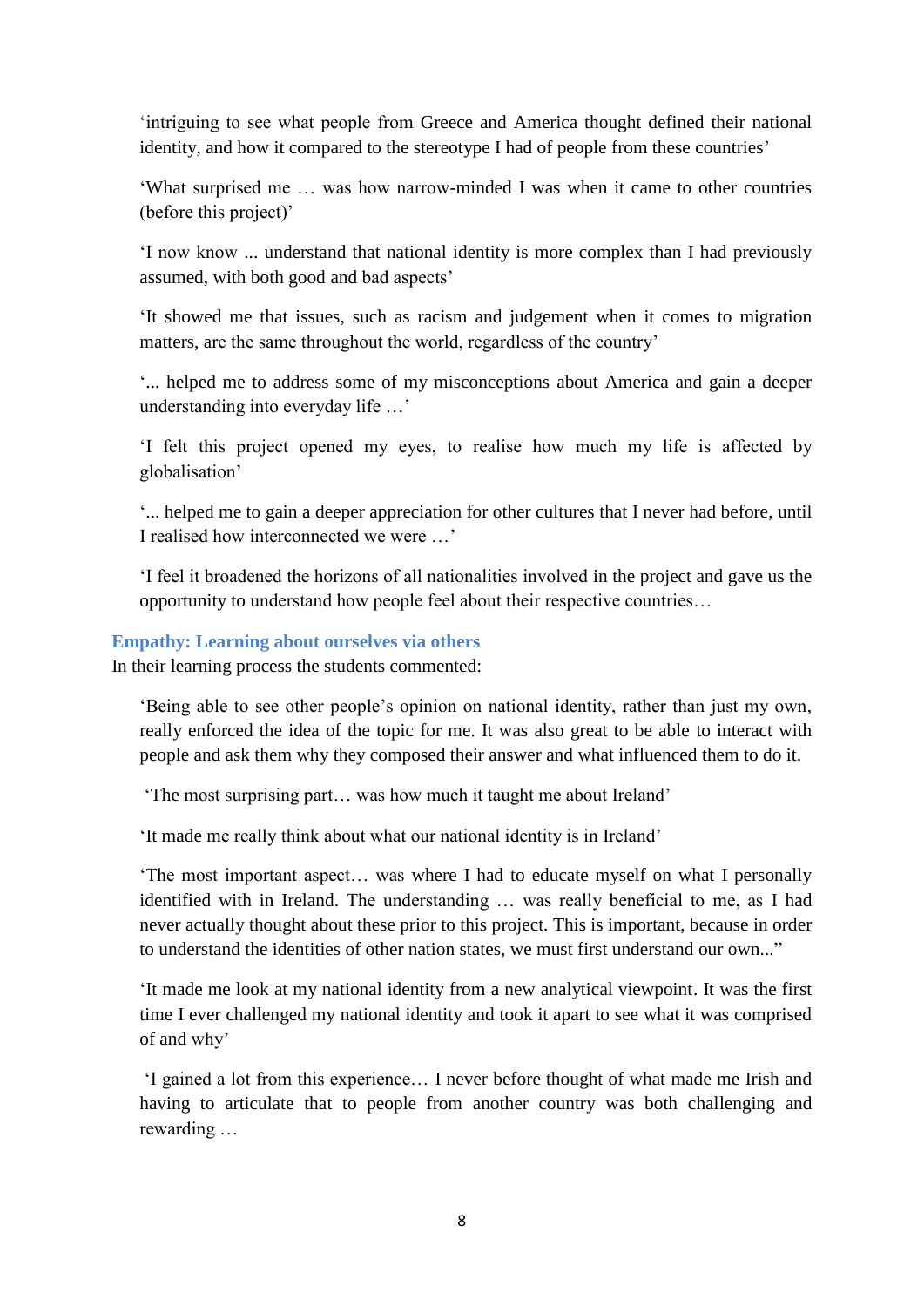> 'intriguing to see what people from Greece and America thought defined their national identity, and how it compared to the stereotype I had of people from these countries'

> 'What surprised me … was how narrow-minded I was when it came to other countries (before this project)'

> 'I now know ... understand that national identity is more complex than I had previously assumed, with both good and bad aspects'

> 'It showed me that issues, such as racism and judgement when it comes to migration matters, are the same throughout the world, regardless of the country'

> '... helped me to address some of my misconceptions about America and gain a deeper understanding into everyday life …'

> 'I felt this project opened my eyes, to realise how much my life is affected by globalisation'

> '... helped me to gain a deeper appreciation for other cultures that I never had before, until I realised how interconnected we were …'

> 'I feel it broadened the horizons of all nationalities involved in the project and gave us the opportunity to understand how people feel about their respective countries…

### Empathy: Learning about ourselves via others

In their learning process the students commented:

> 'Being able to see other people's opinion on national identity, rather than just my own, really enforced the idea of the topic for me. It was also great to be able to interact with people and ask them why they composed their answer and what influenced them to do it.

> 'The most surprising part… was how much it taught me about Ireland'

> 'It made me really think about what our national identity is in Ireland'

> 'The most important aspect… was where I had to educate myself on what I personally identified with in Ireland. The understanding … was really beneficial to me, as I had never actually thought about these prior to this project. This is important, because in order to understand the identities of other nation states, we must first understand our own..."

> 'It made me look at my national identity from a new analytical viewpoint. It was the first time I ever challenged my national identity and took it apart to see what it was comprised of and why'

> 'I gained a lot from this experience… I never before thought of what made me Irish and having to articulate that to people from another country was both challenging and rewarding …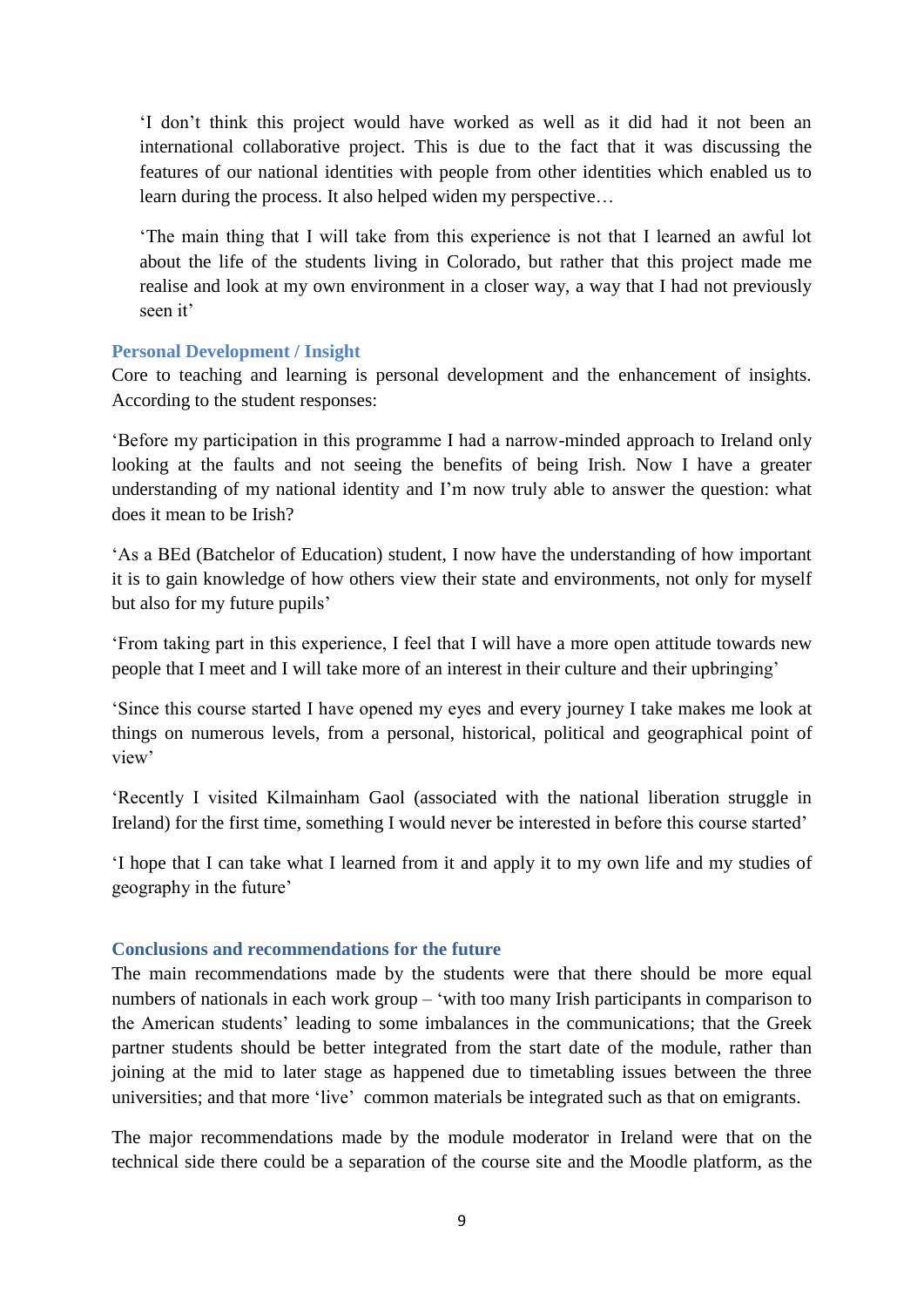'I don't think this project would have worked as well as it did had it not been an international collaborative project. This is due to the fact that it was discussing the features of our national identities with people from other identities which enabled us to learn during the process. It also helped widen my perspective…

'The main thing that I will take from this experience is not that I learned an awful lot about the life of the students living in Colorado, but rather that this project made me realise and look at my own environment in a closer way, a way that I had not previously seen it'

### Personal Development / Insight

Core to teaching and learning is personal development and the enhancement of insights. According to the student responses:

'Before my participation in this programme I had a narrow-minded approach to Ireland only looking at the faults and not seeing the benefits of being Irish. Now I have a greater understanding of my national identity and I'm now truly able to answer the question: what does it mean to be Irish?

'As a BEd (Batchelor of Education) student, I now have the understanding of how important it is to gain knowledge of how others view their state and environments, not only for myself but also for my future pupils'

'From taking part in this experience, I feel that I will have a more open attitude towards new people that I meet and I will take more of an interest in their culture and their upbringing'

'Since this course started I have opened my eyes and every journey I take makes me look at things on numerous levels, from a personal, historical, political and geographical point of view'

'Recently I visited Kilmainham Gaol (associated with the national liberation struggle in Ireland) for the first time, something I would never be interested in before this course started'

'I hope that I can take what I learned from it and apply it to my own life and my studies of geography in the future'

### Conclusions and recommendations for the future

The main recommendations made by the students were that there should be more equal numbers of nationals in each work group – 'with too many Irish participants in comparison to the American students' leading to some imbalances in the communications; that the Greek partner students should be better integrated from the start date of the module, rather than joining at the mid to later stage as happened due to timetabling issues between the three universities; and that more 'live' common materials be integrated such as that on emigrants.

The major recommendations made by the module moderator in Ireland were that on the technical side there could be a separation of the course site and the Moodle platform, as the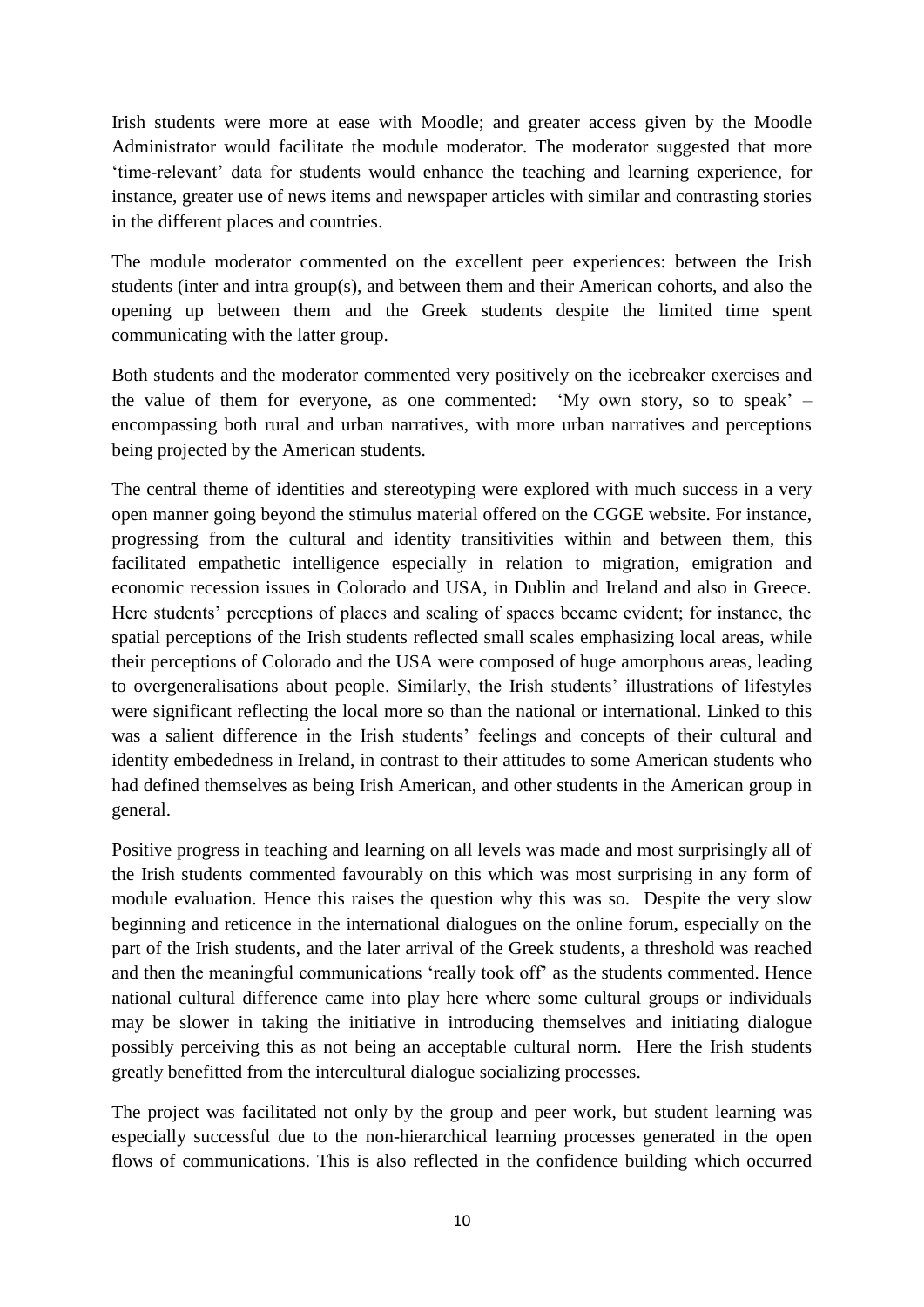Irish students were more at ease with Moodle; and greater access given by the Moodle Administrator would facilitate the module moderator. The moderator suggested that more 'time-relevant' data for students would enhance the teaching and learning experience, for instance, greater use of news items and newspaper articles with similar and contrasting stories in the different places and countries.

The module moderator commented on the excellent peer experiences: between the Irish students (inter and intra group(s), and between them and their American cohorts, and also the opening up between them and the Greek students despite the limited time spent communicating with the latter group.

Both students and the moderator commented very positively on the icebreaker exercises and the value of them for everyone, as one commented: 'My own story, so to speak' – encompassing both rural and urban narratives, with more urban narratives and perceptions being projected by the American students.

The central theme of identities and stereotyping were explored with much success in a very open manner going beyond the stimulus material offered on the CGGE website. For instance, progressing from the cultural and identity transitivities within and between them, this facilitated empathetic intelligence especially in relation to migration, emigration and economic recession issues in Colorado and USA, in Dublin and Ireland and also in Greece. Here students' perceptions of places and scaling of spaces became evident; for instance, the spatial perceptions of the Irish students reflected small scales emphasizing local areas, while their perceptions of Colorado and the USA were composed of huge amorphous areas, leading to overgeneralisations about people. Similarly, the Irish students' illustrations of lifestyles were significant reflecting the local more so than the national or international. Linked to this was a salient difference in the Irish students' feelings and concepts of their cultural and identity embededness in Ireland, in contrast to their attitudes to some American students who had defined themselves as being Irish American, and other students in the American group in general.

Positive progress in teaching and learning on all levels was made and most surprisingly all of the Irish students commented favourably on this which was most surprising in any form of module evaluation. Hence this raises the question why this was so. Despite the very slow beginning and reticence in the international dialogues on the online forum, especially on the part of the Irish students, and the later arrival of the Greek students, a threshold was reached and then the meaningful communications 'really took off' as the students commented. Hence national cultural difference came into play here where some cultural groups or individuals may be slower in taking the initiative in introducing themselves and initiating dialogue possibly perceiving this as not being an acceptable cultural norm. Here the Irish students greatly benefitted from the intercultural dialogue socializing processes.

The project was facilitated not only by the group and peer work, but student learning was especially successful due to the non-hierarchical learning processes generated in the open flows of communications. This is also reflected in the confidence building which occurred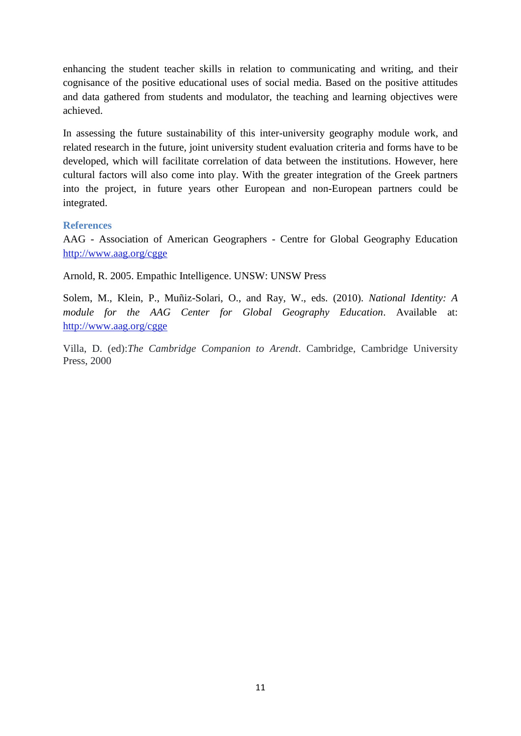enhancing the student teacher skills in relation to communicating and writing, and their cognisance of the positive educational uses of social media. Based on the positive attitudes and data gathered from students and modulator, the teaching and learning objectives were achieved.

In assessing the future sustainability of this inter-university geography module work, and related research in the future, joint university student evaluation criteria and forms have to be developed, which will facilitate correlation of data between the institutions. However, here cultural factors will also come into play. With the greater integration of the Greek partners into the project, in future years other European and non-European partners could be integrated.

## References

AAG - Association of American Geographers - Centre for Global Geography Education http://www.aag.org/cgge

Arnold, R. 2005. Empathic Intelligence. UNSW: UNSW Press

Solem, M., Klein, P., Muñiz-Solari, O., and Ray, W., eds. (2010). *National Identity: A module for the AAG Center for Global Geography Education*. Available at: http://www.aag.org/cgge

Villa, D. (ed):*The Cambridge Companion to Arendt*. Cambridge, Cambridge University Press, 2000